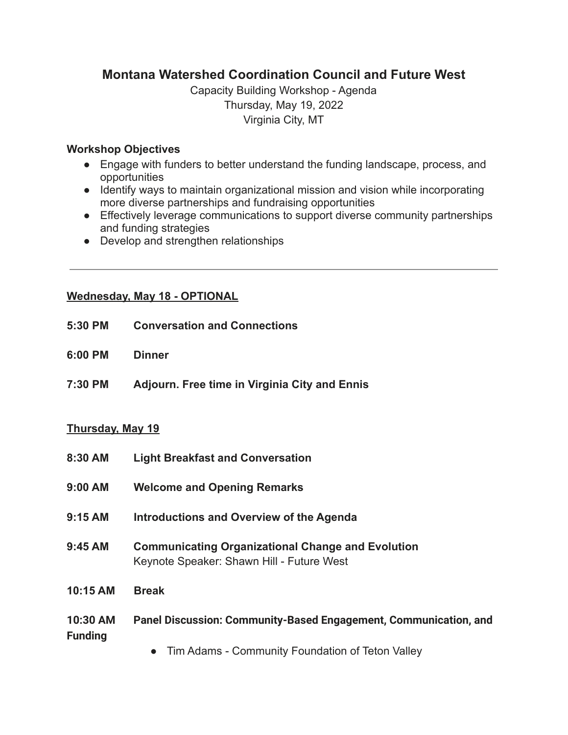# Montana Watershed Coordination Council and Future West

Capacity Building Workshop - Agenda
Thursday, May 19, 2022
Virginia City, MT

**Workshop Objectives**

- Engage with funders to better understand the funding landscape, process, and opportunities
- Identify ways to maintain organizational mission and vision while incorporating more diverse partnerships and fundraising opportunities
- Effectively leverage communications to support diverse community partnerships and funding strategies
- Develop and strengthen relationships

---

**Wednesday, May 18 - OPTIONAL**

**5:30 PM** **Conversation and Connections**

**6:00 PM** **Dinner**

**7:30 PM** **Adjourn. Free time in Virginia City and Ennis**

**Thursday, May 19**

**8:30 AM** **Light Breakfast and Conversation**

**9:00 AM** **Welcome and Opening Remarks**

**9:15 AM** **Introductions and Overview of the Agenda**

**9:45 AM** **Communicating Organizational Change and Evolution**
Keynote Speaker: Shawn Hill - Future West

**10:15 AM** **Break**

**10:30 AM** **Panel Discussion: Community-Based Engagement, Communication, and Funding**

- Tim Adams - Community Foundation of Teton Valley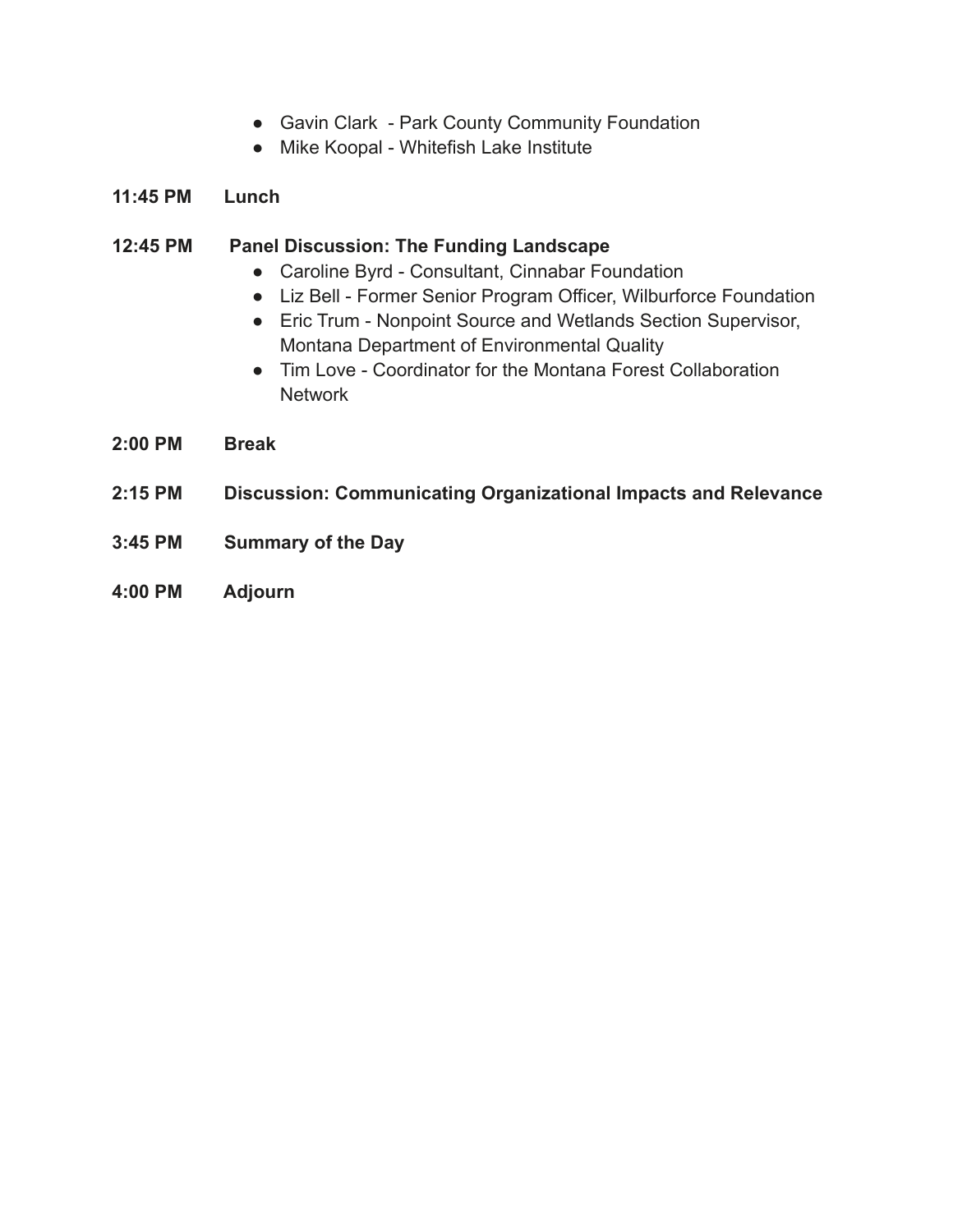- Gavin Clark  - Park County Community Foundation
- Mike Koopal - Whitefish Lake Institute

**11:45 PM    Lunch**

**12:45 PM    Panel Discussion: The Funding Landscape**

- Caroline Byrd - Consultant, Cinnabar Foundation
- Liz Bell - Former Senior Program Officer, Wilburforce Foundation
- Eric Trum - Nonpoint Source and Wetlands Section Supervisor, Montana Department of Environmental Quality
- Tim Love - Coordinator for the Montana Forest Collaboration Network

**2:00 PM    Break**

**2:15 PM    Discussion: Communicating Organizational Impacts and Relevance**

**3:45 PM    Summary of the Day**

**4:00 PM    Adjourn**